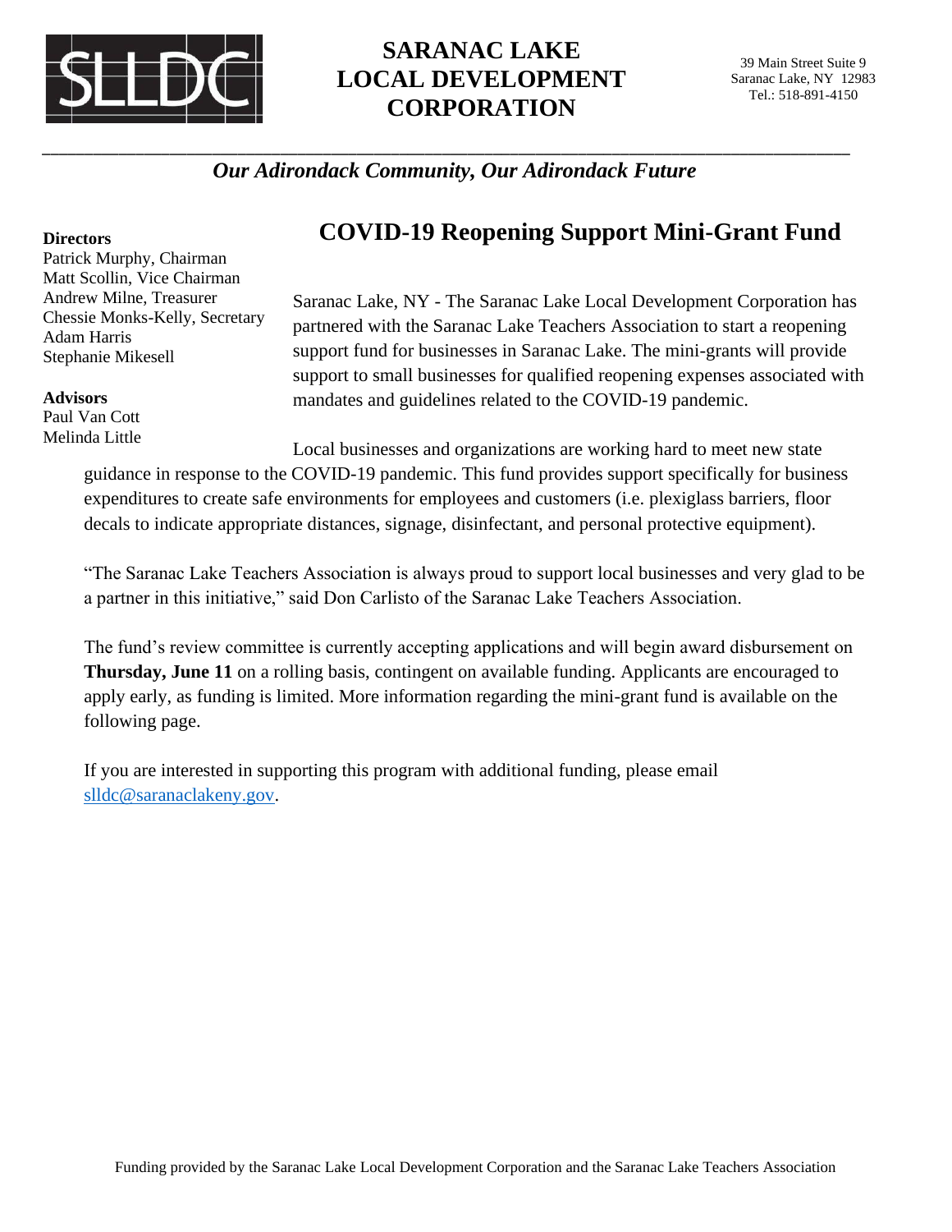# SARANAC LAKE LOCAL DEVELOPMENT CORPORATION

39 Main Street Suite 9
Saranac Lake, NY 12983
Tel.: 518-891-4150

*Our Adirondack Community, Our Adirondack Future*

**Directors**
Patrick Murphy, Chairman
Matt Scollin, Vice Chairman
Andrew Milne, Treasurer
Chessie Monks-Kelly, Secretary
Adam Harris
Stephanie Mikesell

**Advisors**
Paul Van Cott
Melinda Little

## COVID-19 Reopening Support Mini-Grant Fund

Saranac Lake, NY - The Saranac Lake Local Development Corporation has partnered with the Saranac Lake Teachers Association to start a reopening support fund for businesses in Saranac Lake. The mini-grants will provide support to small businesses for qualified reopening expenses associated with mandates and guidelines related to the COVID-19 pandemic.

Local businesses and organizations are working hard to meet new state guidance in response to the COVID-19 pandemic. This fund provides support specifically for business expenditures to create safe environments for employees and customers (i.e. plexiglass barriers, floor decals to indicate appropriate distances, signage, disinfectant, and personal protective equipment).

"The Saranac Lake Teachers Association is always proud to support local businesses and very glad to be a partner in this initiative," said Don Carlisto of the Saranac Lake Teachers Association.

The fund's review committee is currently accepting applications and will begin award disbursement on **Thursday, June 11** on a rolling basis, contingent on available funding. Applicants are encouraged to apply early, as funding is limited. More information regarding the mini-grant fund is available on the following page.

If you are interested in supporting this program with additional funding, please email slldc@saranaclakeny.gov.

Funding provided by the Saranac Lake Local Development Corporation and the Saranac Lake Teachers Association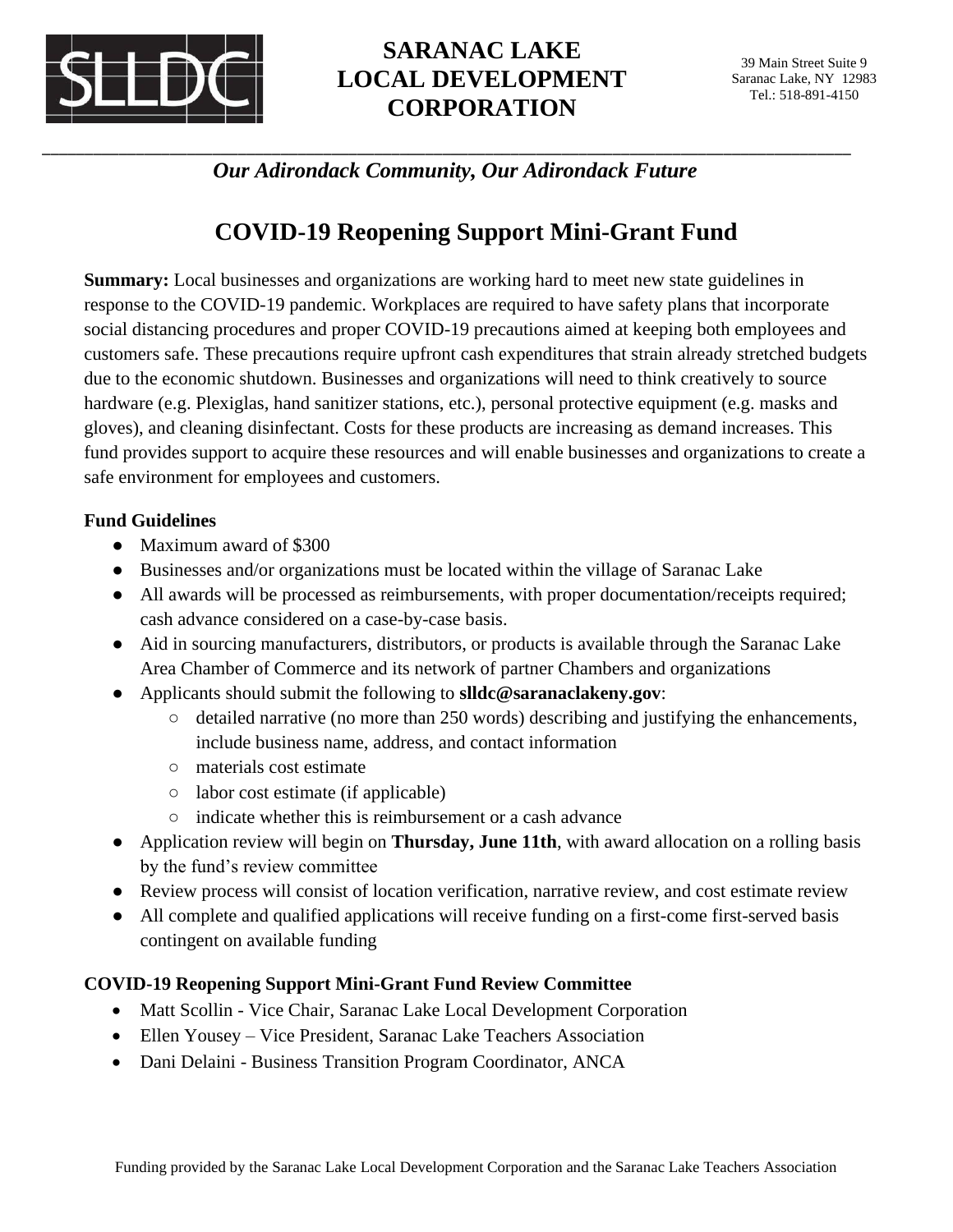SLLDC

# SARANAC LAKE LOCAL DEVELOPMENT CORPORATION

39 Main Street Suite 9
Saranac Lake, NY 12983
Tel.: 518-891-4150

*Our Adirondack Community, Our Adirondack Future*

## COVID-19 Reopening Support Mini-Grant Fund

**Summary:** Local businesses and organizations are working hard to meet new state guidelines in response to the COVID-19 pandemic. Workplaces are required to have safety plans that incorporate social distancing procedures and proper COVID-19 precautions aimed at keeping both employees and customers safe. These precautions require upfront cash expenditures that strain already stretched budgets due to the economic shutdown. Businesses and organizations will need to think creatively to source hardware (e.g. Plexiglas, hand sanitizer stations, etc.), personal protective equipment (e.g. masks and gloves), and cleaning disinfectant. Costs for these products are increasing as demand increases. This fund provides support to acquire these resources and will enable businesses and organizations to create a safe environment for employees and customers.

**Fund Guidelines**

- Maximum award of $300
- Businesses and/or organizations must be located within the village of Saranac Lake
- All awards will be processed as reimbursements, with proper documentation/receipts required; cash advance considered on a case-by-case basis.
- Aid in sourcing manufacturers, distributors, or products is available through the Saranac Lake Area Chamber of Commerce and its network of partner Chambers and organizations
- Applicants should submit the following to **slldc@saranaclakeny.gov**:
  - detailed narrative (no more than 250 words) describing and justifying the enhancements, include business name, address, and contact information
  - materials cost estimate
  - labor cost estimate (if applicable)
  - indicate whether this is reimbursement or a cash advance
- Application review will begin on **Thursday, June 11th**, with award allocation on a rolling basis by the fund's review committee
- Review process will consist of location verification, narrative review, and cost estimate review
- All complete and qualified applications will receive funding on a first-come first-served basis contingent on available funding

**COVID-19 Reopening Support Mini-Grant Fund Review Committee**

- Matt Scollin - Vice Chair, Saranac Lake Local Development Corporation
- Ellen Yousey – Vice President, Saranac Lake Teachers Association
- Dani Delaini - Business Transition Program Coordinator, ANCA

Funding provided by the Saranac Lake Local Development Corporation and the Saranac Lake Teachers Association